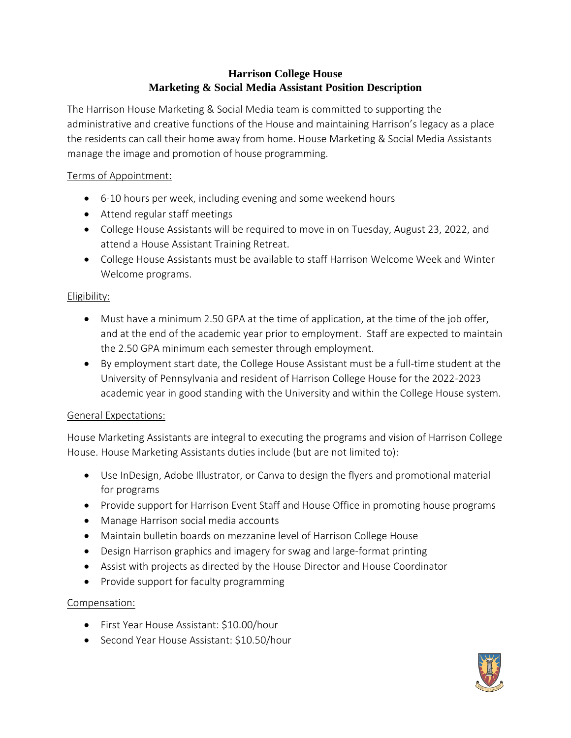# Harrison College House
## Marketing & Social Media Assistant Position Description

The Harrison House Marketing & Social Media team is committed to supporting the administrative and creative functions of the House and maintaining Harrison's legacy as a place the residents can call their home away from home. House Marketing & Social Media Assistants manage the image and promotion of house programming.

### Terms of Appointment:

- 6-10 hours per week, including evening and some weekend hours
- Attend regular staff meetings
- College House Assistants will be required to move in on Tuesday, August 23, 2022, and attend a House Assistant Training Retreat.
- College House Assistants must be available to staff Harrison Welcome Week and Winter Welcome programs.

### Eligibility:

- Must have a minimum 2.50 GPA at the time of application, at the time of the job offer, and at the end of the academic year prior to employment. Staff are expected to maintain the 2.50 GPA minimum each semester through employment.
- By employment start date, the College House Assistant must be a full-time student at the University of Pennsylvania and resident of Harrison College House for the 2022-2023 academic year in good standing with the University and within the College House system.

### General Expectations:

House Marketing Assistants are integral to executing the programs and vision of Harrison College House. House Marketing Assistants duties include (but are not limited to):

- Use InDesign, Adobe Illustrator, or Canva to design the flyers and promotional material for programs
- Provide support for Harrison Event Staff and House Office in promoting house programs
- Manage Harrison social media accounts
- Maintain bulletin boards on mezzanine level of Harrison College House
- Design Harrison graphics and imagery for swag and large-format printing
- Assist with projects as directed by the House Director and House Coordinator
- Provide support for faculty programming

### Compensation:

- First Year House Assistant: $10.00/hour
- Second Year House Assistant: $10.50/hour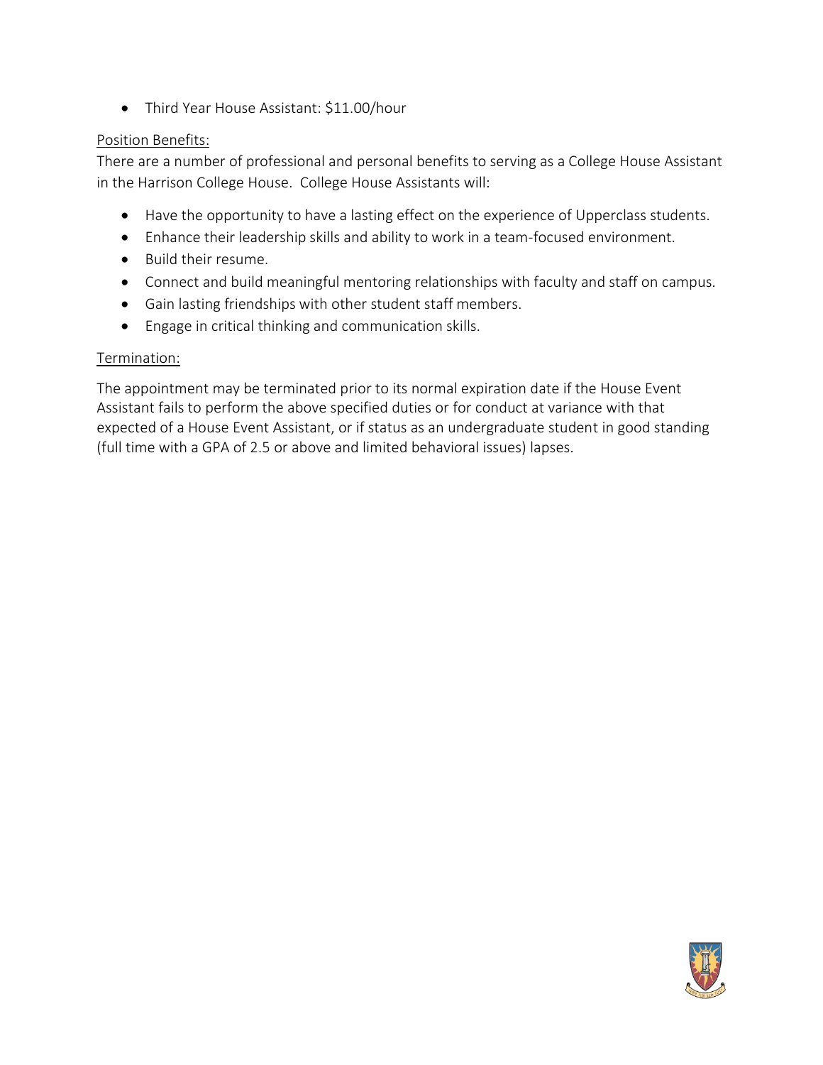- Third Year House Assistant: $11.00/hour

Position Benefits:

There are a number of professional and personal benefits to serving as a College House Assistant in the Harrison College House. College House Assistants will:

- Have the opportunity to have a lasting effect on the experience of Upperclass students.
- Enhance their leadership skills and ability to work in a team-focused environment.
- Build their resume.
- Connect and build meaningful mentoring relationships with faculty and staff on campus.
- Gain lasting friendships with other student staff members.
- Engage in critical thinking and communication skills.

Termination:

The appointment may be terminated prior to its normal expiration date if the House Event Assistant fails to perform the above specified duties or for conduct at variance with that expected of a House Event Assistant, or if status as an undergraduate student in good standing (full time with a GPA of 2.5 or above and limited behavioral issues) lapses.